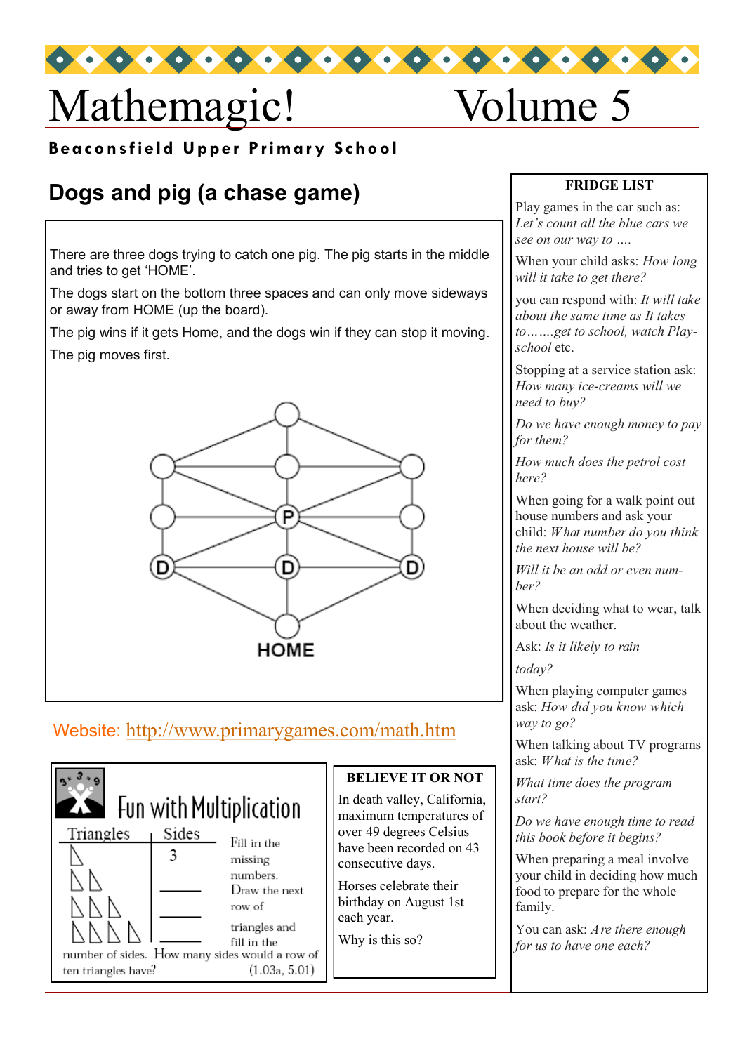# Mathemagic! Volume 5

**Beaconsfield Upper Primary School**

## Dogs and pig (a chase game)

There are three dogs trying to catch one pig. The pig starts in the middle and tries to get 'HOME'.

The dogs start on the bottom three spaces and can only move sideways or away from HOME (up the board).

The pig wins if it gets Home, and the dogs win if they can stop it moving.

The pig moves first.

P D D D HOME

Website: [http://www.primarygames.com/math.htm](http://www.primarygames.com/math.htm)

### Fun with Multiplication

| Triangles | Sides |
| --- | --- |
| 1 triangle | 3 |
| 2 triangles | ____ |
| 3 triangles | ____ |
| 4 triangles | ____ |

Fill in the missing numbers. Draw the next row of triangles and fill in the number of sides. How many sides would a row of ten triangles have? (1.03a, 5.01)

### BELIEVE IT OR NOT

In death valley, California, maximum temperatures of over 49 degrees Celsius have been recorded on 43 consecutive days.

Horses celebrate their birthday on August 1st each year.

Why is this so?

### FRIDGE LIST

Play games in the car such as: *Let's count all the blue cars we see on our way to ….*

When your child asks: *How long will it take to get there?*

you can respond with: *It will take about the same time as It takes to……..get to school, watch Play-school* etc.

Stopping at a service station ask: *How many ice-creams will we need to buy?*

*Do we have enough money to pay for them?*

*How much does the petrol cost here?*

When going for a walk point out house numbers and ask your child: *What number do you think the next house will be?*

*Will it be an odd or even number?*

When deciding what to wear, talk about the weather.

Ask: *Is it likely to rain today?*

When playing computer games ask: *How did you know which way to go?*

When talking about TV programs ask: *What is the time?*

*What time does the program start?*

*Do we have enough time to read this book before it begins?*

When preparing a meal involve your child in deciding how much food to prepare for the whole family.

You can ask: *Are there enough for us to have one each?*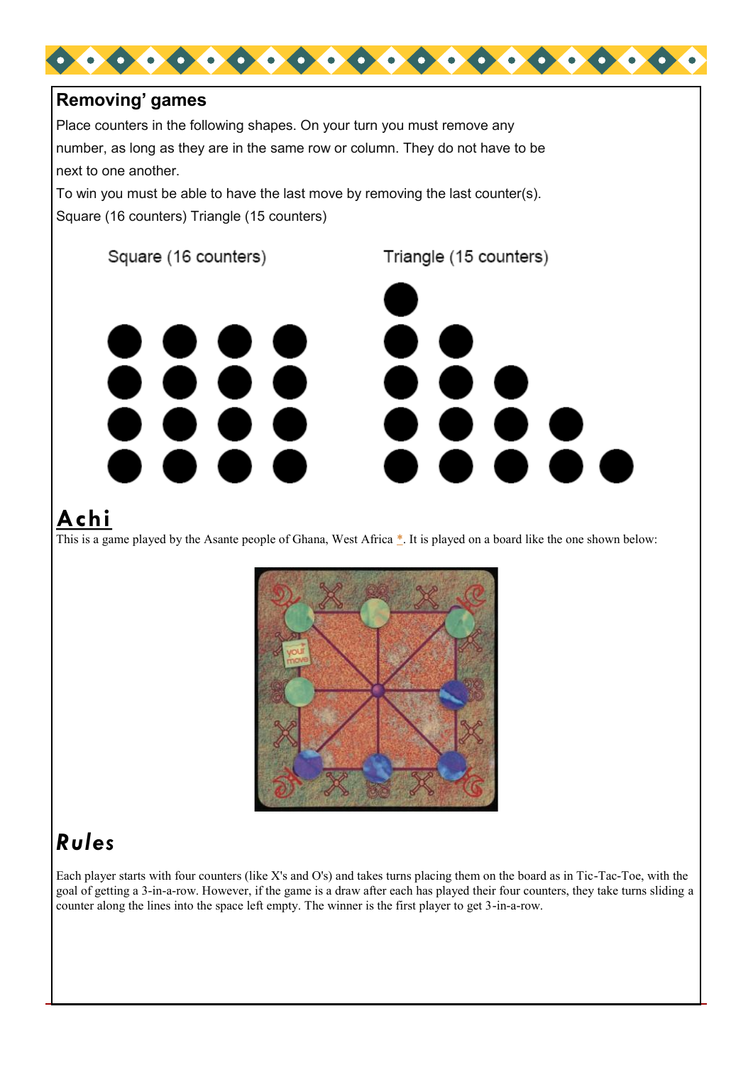## Removing' games

Place counters in the following shapes. On your turn you must remove any number, as long as they are in the same row or column. They do not have to be next to one another.

To win you must be able to have the last move by removing the last counter(s).

Square (16 counters) Triangle (15 counters)

Square (16 counters)

Triangle (15 counters)

## Achi

This is a game played by the Asante people of Ghana, West Africa *. It is played on a board like the one shown below:

## Rules

Each player starts with four counters (like X's and O's) and takes turns placing them on the board as in Tic-Tac-Toe, with the goal of getting a 3-in-a-row. However, if the game is a draw after each has played their four counters, they take turns sliding a counter along the lines into the space left empty. The winner is the first player to get 3-in-a-row.